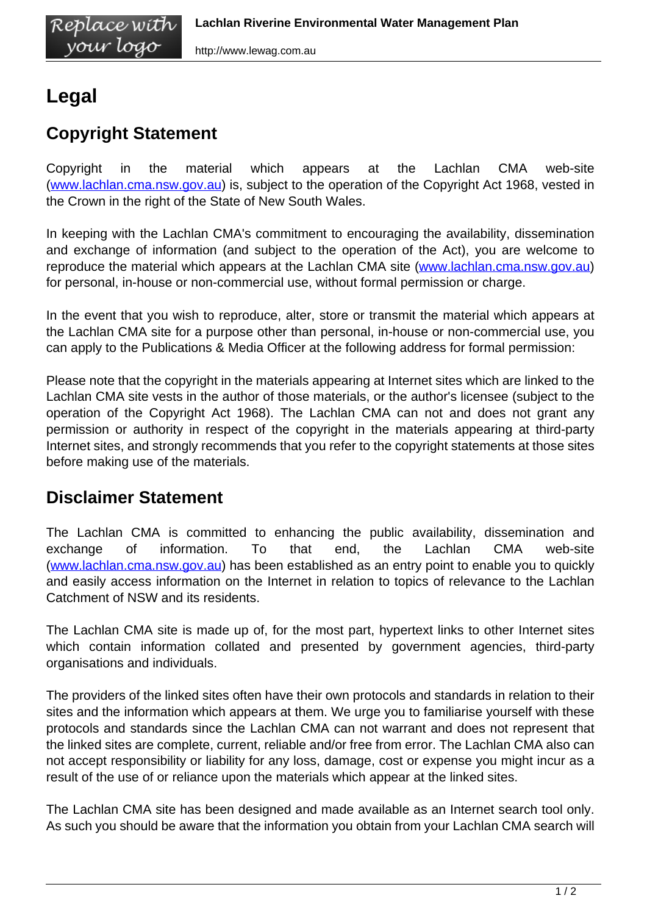# Legal

## Copyright Statement

Copyright in the material which appears at the Lachlan CMA web-site ([www.lachlan.cma.nsw.gov.au](http://www.lachlan.cma.nsw.gov.au)) is, subject to the operation of the Copyright Act 1968, vested in the Crown in the right of the State of New South Wales.

In keeping with the Lachlan CMA's commitment to encouraging the availability, dissemination and exchange of information (and subject to the operation of the Act), you are welcome to reproduce the material which appears at the Lachlan CMA site ([www.lachlan.cma.nsw.gov.au](http://www.lachlan.cma.nsw.gov.au)) for personal, in-house or non-commercial use, without formal permission or charge.

In the event that you wish to reproduce, alter, store or transmit the material which appears at the Lachlan CMA site for a purpose other than personal, in-house or non-commercial use, you can apply to the Publications & Media Officer at the following address for formal permission:

Please note that the copyright in the materials appearing at Internet sites which are linked to the Lachlan CMA site vests in the author of those materials, or the author's licensee (subject to the operation of the Copyright Act 1968). The Lachlan CMA can not and does not grant any permission or authority in respect of the copyright in the materials appearing at third-party Internet sites, and strongly recommends that you refer to the copyright statements at those sites before making use of the materials.

## Disclaimer Statement

The Lachlan CMA is committed to enhancing the public availability, dissemination and exchange of information. To that end, the Lachlan CMA web-site ([www.lachlan.cma.nsw.gov.au](http://www.lachlan.cma.nsw.gov.au)) has been established as an entry point to enable you to quickly and easily access information on the Internet in relation to topics of relevance to the Lachlan Catchment of NSW and its residents.

The Lachlan CMA site is made up of, for the most part, hypertext links to other Internet sites which contain information collated and presented by government agencies, third-party organisations and individuals.

The providers of the linked sites often have their own protocols and standards in relation to their sites and the information which appears at them. We urge you to familiarise yourself with these protocols and standards since the Lachlan CMA can not warrant and does not represent that the linked sites are complete, current, reliable and/or free from error. The Lachlan CMA also can not accept responsibility or liability for any loss, damage, cost or expense you might incur as a result of the use of or reliance upon the materials which appear at the linked sites.

The Lachlan CMA site has been designed and made available as an Internet search tool only. As such you should be aware that the information you obtain from your Lachlan CMA search will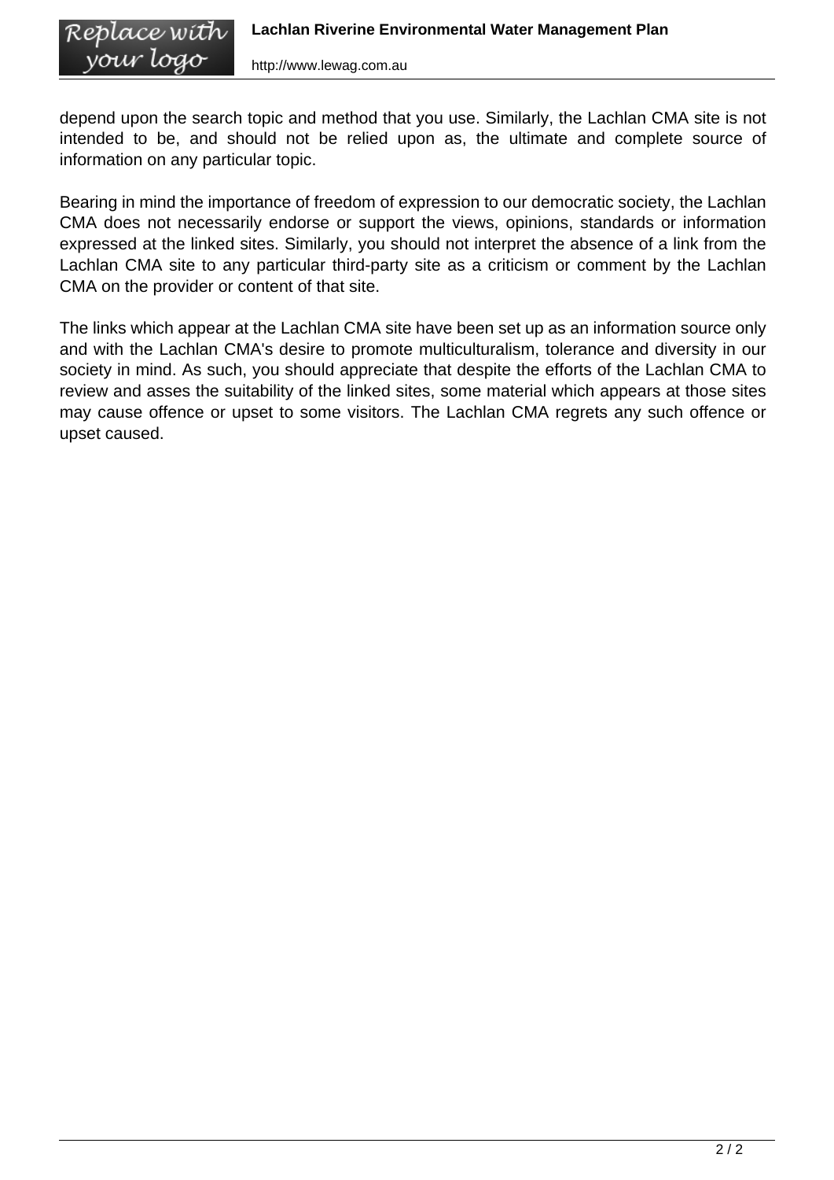depend upon the search topic and method that you use. Similarly, the Lachlan CMA site is not intended to be, and should not be relied upon as, the ultimate and complete source of information on any particular topic.

Bearing in mind the importance of freedom of expression to our democratic society, the Lachlan CMA does not necessarily endorse or support the views, opinions, standards or information expressed at the linked sites. Similarly, you should not interpret the absence of a link from the Lachlan CMA site to any particular third-party site as a criticism or comment by the Lachlan CMA on the provider or content of that site.

The links which appear at the Lachlan CMA site have been set up as an information source only and with the Lachlan CMA's desire to promote multiculturalism, tolerance and diversity in our society in mind. As such, you should appreciate that despite the efforts of the Lachlan CMA to review and asses the suitability of the linked sites, some material which appears at those sites may cause offence or upset to some visitors. The Lachlan CMA regrets any such offence or upset caused.